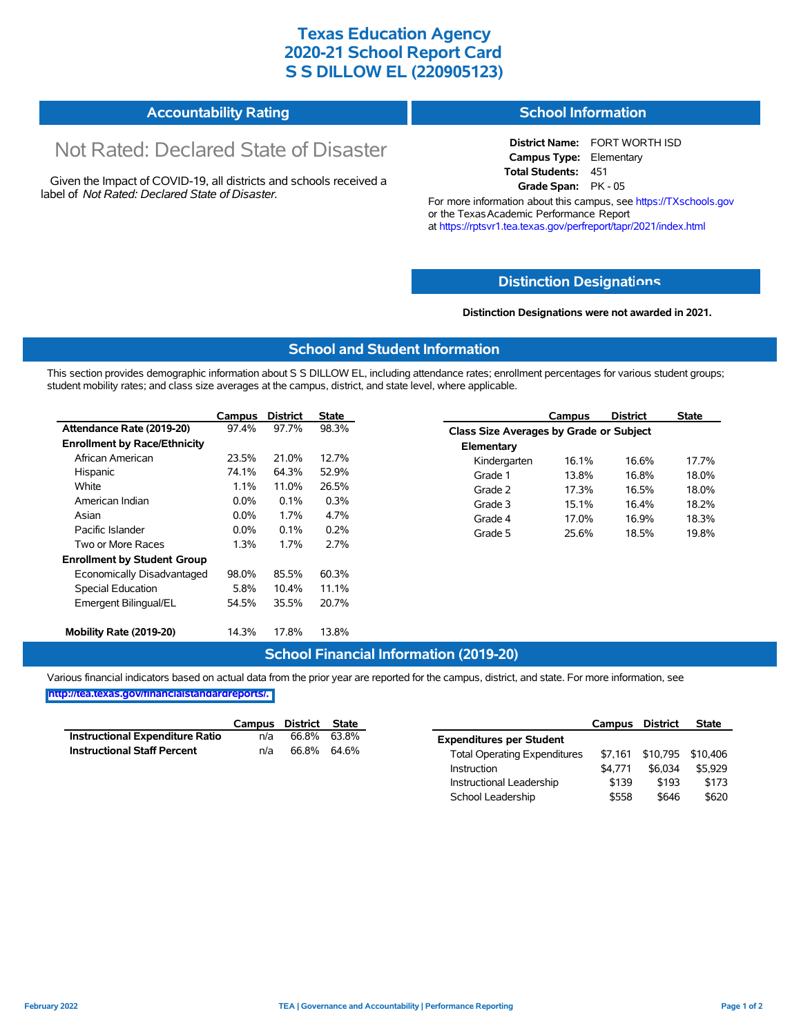# Texas Education Agency
# 2020-21 School Report Card
# S S DILLOW EL (220905123)

## Accountability Rating

Not Rated: Declared State of Disaster

Given the Impact of COVID-19, all districts and schools received a label of *Not Rated: Declared State of Disaster*.

## School Information

**District Name:** FORT WORTH ISD
**Campus Type:** Elementary
**Total Students:** 451
**Grade Span:** PK - 05

For more information about this campus, see https://TXschools.gov or the Texas Academic Performance Report at https://rptsvr1.tea.texas.gov/perfreport/tapr/2021/index.html

## Distinction Designations

**Distinction Designations were not awarded in 2021.**

## School and Student Information

This section provides demographic information about S S DILLOW EL, including attendance rates; enrollment percentages for various student groups; student mobility rates; and class size averages at the campus, district, and state level, where applicable.

| | Campus | District | State |
|---|---|---|---|
| **Attendance Rate (2019-20)** | 97.4% | 97.7% | 98.3% |
| **Enrollment by Race/Ethnicity** | | | |
| African American | 23.5% | 21.0% | 12.7% |
| Hispanic | 74.1% | 64.3% | 52.9% |
| White | 1.1% | 11.0% | 26.5% |
| American Indian | 0.0% | 0.1% | 0.3% |
| Asian | 0.0% | 1.7% | 4.7% |
| Pacific Islander | 0.0% | 0.1% | 0.2% |
| Two or More Races | 1.3% | 1.7% | 2.7% |
| **Enrollment by Student Group** | | | |
| Economically Disadvantaged | 98.0% | 85.5% | 60.3% |
| Special Education | 5.8% | 10.4% | 11.1% |
| Emergent Bilingual/EL | 54.5% | 35.5% | 20.7% |
| **Mobility Rate (2019-20)** | 14.3% | 17.8% | 13.8% |

| | Campus | District | State |
|---|---|---|---|
| **Class Size Averages by Grade or Subject** | | | |
| **Elementary** | | | |
| Kindergarten | 16.1% | 16.6% | 17.7% |
| Grade 1 | 13.8% | 16.8% | 18.0% |
| Grade 2 | 17.3% | 16.5% | 18.0% |
| Grade 3 | 15.1% | 16.4% | 18.2% |
| Grade 4 | 17.0% | 16.9% | 18.3% |
| Grade 5 | 25.6% | 18.5% | 19.8% |

## School Financial Information (2019-20)

Various financial indicators based on actual data from the prior year are reported for the campus, district, and state. For more information, see http://tea.texas.gov/financialstandardreports/.

| | Campus | District | State |
|---|---|---|---|
| **Instructional Expenditure Ratio** | n/a | 66.8% | 63.8% |
| **Instructional Staff Percent** | n/a | 66.8% | 64.6% |

| | Campus | District | State |
|---|---|---|---|
| **Expenditures per Student** | | | |
| Total Operating Expenditures | $7,161 | $10,795 | $10,406 |
| Instruction | $4,771 | $6,034 | $5,929 |
| Instructional Leadership | $139 | $193 | $173 |
| School Leadership | $558 | $646 | $620 |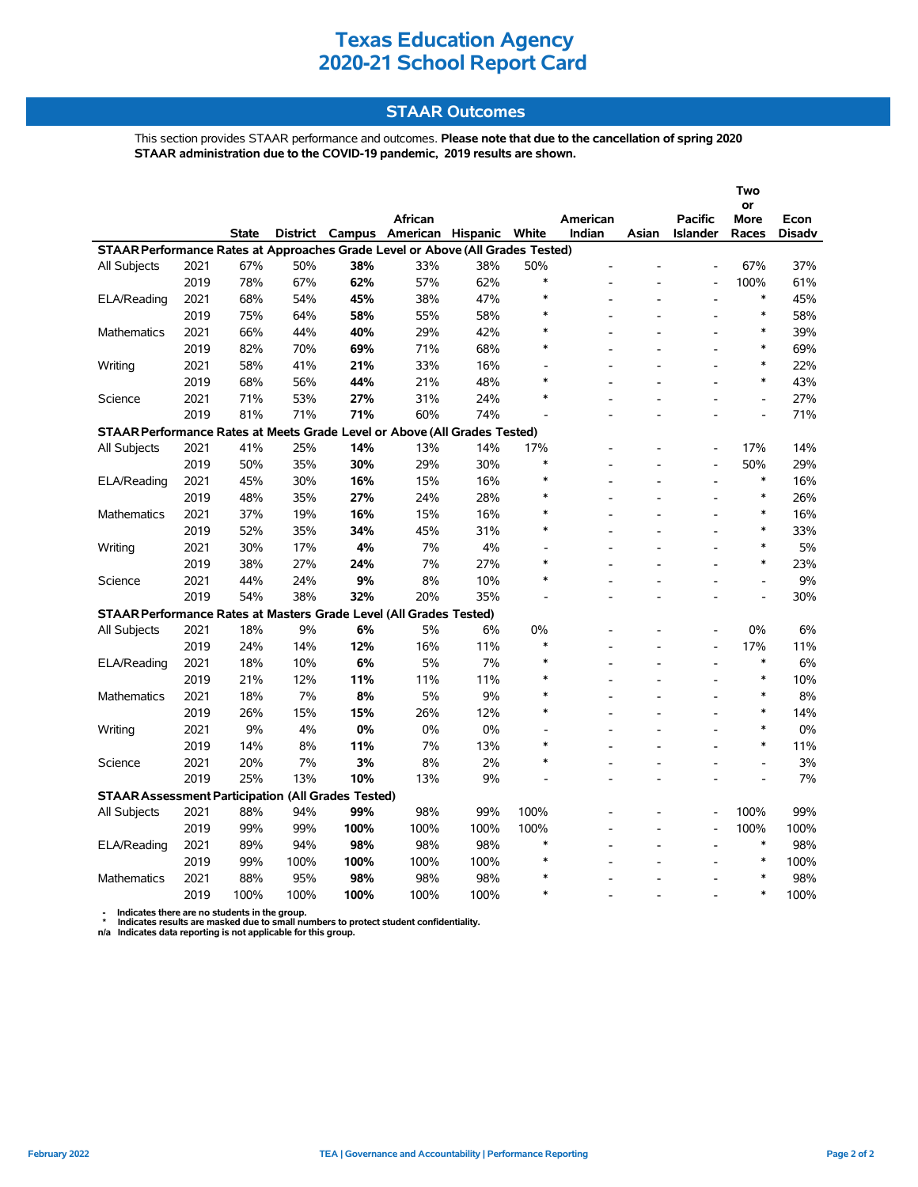# Texas Education Agency
# 2020-21 School Report Card

## STAAR Outcomes

This section provides STAAR performance and outcomes. **Please note that due to the cancellation of spring 2020 STAAR administration due to the COVID-19 pandemic, 2019 results are shown.**

| | | State | District | Campus | African American | Hispanic | White | American Indian | Asian | Pacific Islander | Two or More Races | Econ Disadv |
|---|---|---|---|---|---|---|---|---|---|---|---|---|
| **STAAR Performance Rates at Approaches Grade Level or Above (All Grades Tested)** | | | | | | | | | | | | |
| All Subjects | 2021 | 67% | 50% | **38%** | 33% | 38% | 50% | - | - | - | 67% | 37% |
| | 2019 | 78% | 67% | **62%** | 57% | 62% | * | - | - | - | 100% | 61% |
| ELA/Reading | 2021 | 68% | 54% | **45%** | 38% | 47% | * | - | - | - | * | 45% |
| | 2019 | 75% | 64% | **58%** | 55% | 58% | * | - | - | - | * | 58% |
| Mathematics | 2021 | 66% | 44% | **40%** | 29% | 42% | * | - | - | - | * | 39% |
| | 2019 | 82% | 70% | **69%** | 71% | 68% | * | - | - | - | * | 69% |
| Writing | 2021 | 58% | 41% | **21%** | 33% | 16% | - | - | - | - | * | 22% |
| | 2019 | 68% | 56% | **44%** | 21% | 48% | * | - | - | - | * | 43% |
| Science | 2021 | 71% | 53% | **27%** | 31% | 24% | * | - | - | - | - | 27% |
| | 2019 | 81% | 71% | **71%** | 60% | 74% | - | - | - | - | - | 71% |
| **STAAR Performance Rates at Meets Grade Level or Above (All Grades Tested)** | | | | | | | | | | | | |
| All Subjects | 2021 | 41% | 25% | **14%** | 13% | 14% | 17% | - | - | - | 17% | 14% |
| | 2019 | 50% | 35% | **30%** | 29% | 30% | * | - | - | - | 50% | 29% |
| ELA/Reading | 2021 | 45% | 30% | **16%** | 15% | 16% | * | - | - | - | * | 16% |
| | 2019 | 48% | 35% | **27%** | 24% | 28% | * | - | - | - | * | 26% |
| Mathematics | 2021 | 37% | 19% | **16%** | 15% | 16% | * | - | - | - | * | 16% |
| | 2019 | 52% | 35% | **34%** | 45% | 31% | * | - | - | - | * | 33% |
| Writing | 2021 | 30% | 17% | **4%** | 7% | 4% | - | - | - | - | * | 5% |
| | 2019 | 38% | 27% | **24%** | 7% | 27% | * | - | - | - | * | 23% |
| Science | 2021 | 44% | 24% | **9%** | 8% | 10% | * | - | - | - | - | 9% |
| | 2019 | 54% | 38% | **32%** | 20% | 35% | - | - | - | - | - | 30% |
| **STAAR Performance Rates at Masters Grade Level (All Grades Tested)** | | | | | | | | | | | | |
| All Subjects | 2021 | 18% | 9% | **6%** | 5% | 6% | 0% | - | - | - | 0% | 6% |
| | 2019 | 24% | 14% | **12%** | 16% | 11% | * | - | - | - | 17% | 11% |
| ELA/Reading | 2021 | 18% | 10% | **6%** | 5% | 7% | * | - | - | - | * | 6% |
| | 2019 | 21% | 12% | **11%** | 11% | 11% | * | - | - | - | * | 10% |
| Mathematics | 2021 | 18% | 7% | **8%** | 5% | 9% | * | - | - | - | * | 8% |
| | 2019 | 26% | 15% | **15%** | 26% | 12% | * | - | - | - | * | 14% |
| Writing | 2021 | 9% | 4% | **0%** | 0% | 0% | - | - | - | - | * | 0% |
| | 2019 | 14% | 8% | **11%** | 7% | 13% | * | - | - | - | * | 11% |
| Science | 2021 | 20% | 7% | **3%** | 8% | 2% | * | - | - | - | - | 3% |
| | 2019 | 25% | 13% | **10%** | 13% | 9% | - | - | - | - | - | 7% |
| **STAAR Assessment Participation (All Grades Tested)** | | | | | | | | | | | | |
| All Subjects | 2021 | 88% | 94% | **99%** | 98% | 99% | 100% | - | - | - | 100% | 99% |
| | 2019 | 99% | 99% | **100%** | 100% | 100% | 100% | - | - | - | 100% | 100% |
| ELA/Reading | 2021 | 89% | 94% | **98%** | 98% | 98% | * | - | - | - | * | 98% |
| | 2019 | 99% | 100% | **100%** | 100% | 100% | * | - | - | - | * | 100% |
| Mathematics | 2021 | 88% | 95% | **98%** | 98% | 98% | * | - | - | - | * | 98% |
| | 2019 | 100% | 100% | **100%** | 100% | 100% | * | - | - | - | * | 100% |

- Indicates there are no students in the group.
* Indicates results are masked due to small numbers to protect student confidentiality.
n/a Indicates data reporting is not applicable for this group.